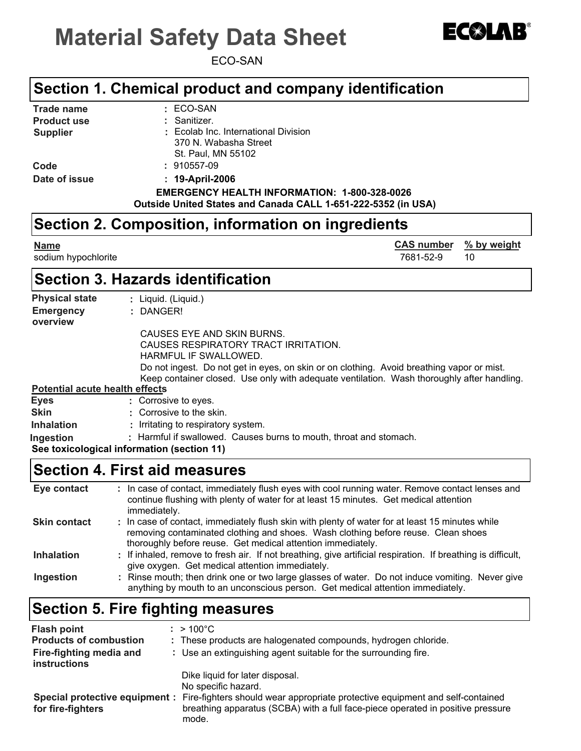# Material Safety Data Sheet

ECOLAB®

ECO-SAN

## Section 1. Chemical product and company identification

**Trade name** : ECO-SAN

**Product use** : Sanitizer.

**Supplier** : Ecolab Inc. International Division
370 N. Wabasha Street
St. Paul, MN 55102

**Code** : 910557-09

**Date of issue** : **19-April-2006**

**EMERGENCY HEALTH INFORMATION: 1-800-328-0026**
**Outside United States and Canada CALL 1-651-222-5352 (in USA)**

## Section 2. Composition, information on ingredients

| Name | CAS number | % by weight |
| --- | --- | --- |
| sodium hypochlorite | 7681-52-9 | 10 |

## Section 3. Hazards identification

**Physical state** : Liquid. (Liquid.)

**Emergency overview** : DANGER!

CAUSES EYE AND SKIN BURNS.
CAUSES RESPIRATORY TRACT IRRITATION.
HARMFUL IF SWALLOWED.
Do not ingest. Do not get in eyes, on skin or on clothing. Avoid breathing vapor or mist. Keep container closed. Use only with adequate ventilation. Wash thoroughly after handling.

**Potential acute health effects**

**Eyes** : Corrosive to eyes.

**Skin** : Corrosive to the skin.

**Inhalation** : Irritating to respiratory system.

**Ingestion** : Harmful if swallowed. Causes burns to mouth, throat and stomach.

**See toxicological information (section 11)**

## Section 4. First aid measures

**Eye contact** : In case of contact, immediately flush eyes with cool running water. Remove contact lenses and continue flushing with plenty of water for at least 15 minutes. Get medical attention immediately.

**Skin contact** : In case of contact, immediately flush skin with plenty of water for at least 15 minutes while removing contaminated clothing and shoes. Wash clothing before reuse. Clean shoes thoroughly before reuse. Get medical attention immediately.

**Inhalation** : If inhaled, remove to fresh air. If not breathing, give artificial respiration. If breathing is difficult, give oxygen. Get medical attention immediately.

**Ingestion** : Rinse mouth; then drink one or two large glasses of water. Do not induce vomiting. Never give anything by mouth to an unconscious person. Get medical attention immediately.

## Section 5. Fire fighting measures

**Flash point** : > 100°C

**Products of combustion** : These products are halogenated compounds, hydrogen chloride.

**Fire-fighting media and instructions** : Use an extinguishing agent suitable for the surrounding fire.

Dike liquid for later disposal.
No specific hazard.

**Special protective equipment for fire-fighters** : Fire-fighters should wear appropriate protective equipment and self-contained breathing apparatus (SCBA) with a full face-piece operated in positive pressure mode.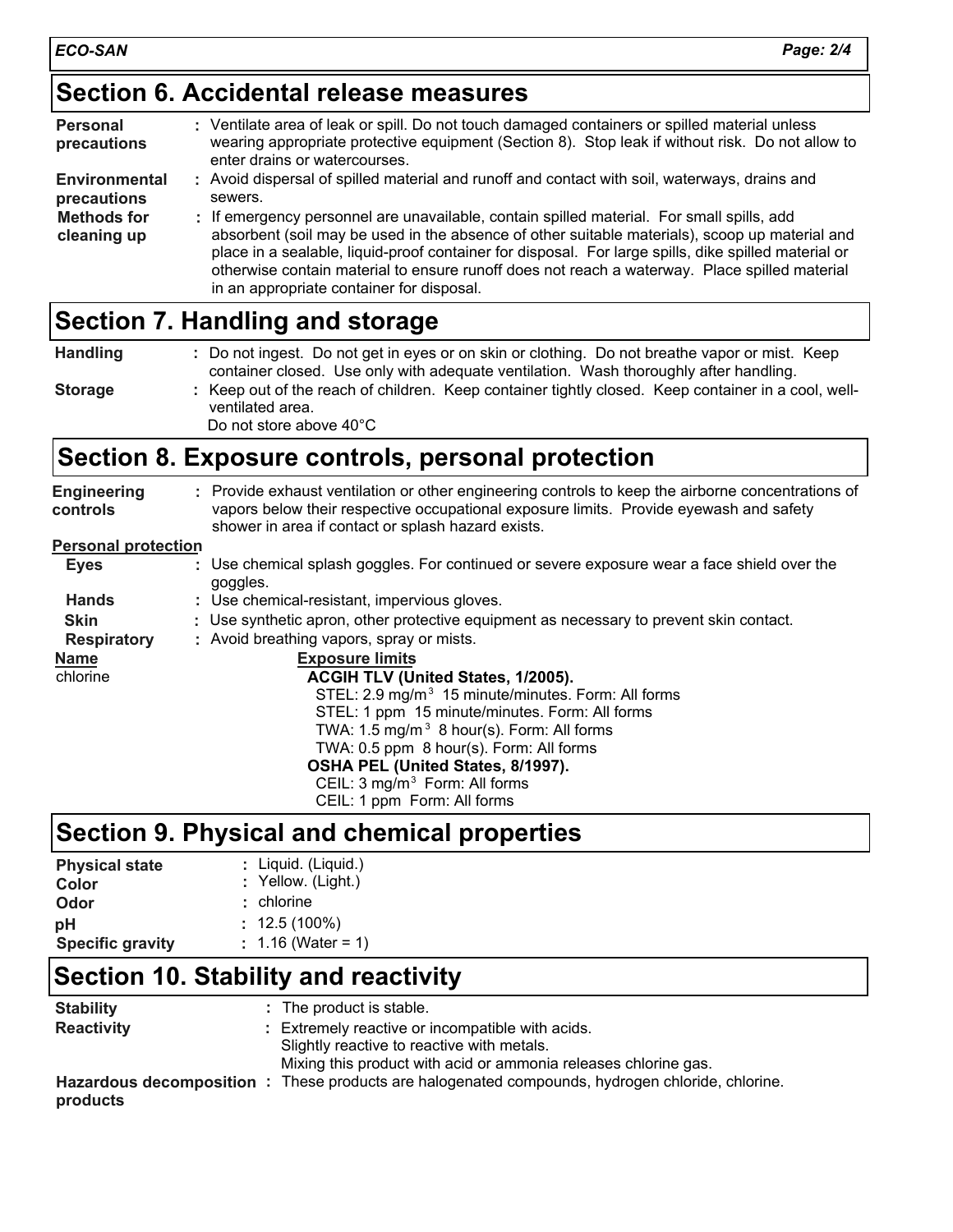## Section 6. Accidental release measures

| | |
|---|---|
| **Personal precautions** | Ventilate area of leak or spill. Do not touch damaged containers or spilled material unless wearing appropriate protective equipment (Section 8). Stop leak if without risk. Do not allow to enter drains or watercourses. |
| **Environmental precautions** | Avoid dispersal of spilled material and runoff and contact with soil, waterways, drains and sewers. |
| **Methods for cleaning up** | If emergency personnel are unavailable, contain spilled material. For small spills, add absorbent (soil may be used in the absence of other suitable materials), scoop up material and place in a sealable, liquid-proof container for disposal. For large spills, dike spilled material or otherwise contain material to ensure runoff does not reach a waterway. Place spilled material in an appropriate container for disposal. |

## Section 7. Handling and storage

| | |
|---|---|
| **Handling** | Do not ingest. Do not get in eyes or on skin or clothing. Do not breathe vapor or mist. Keep container closed. Use only with adequate ventilation. Wash thoroughly after handling. |
| **Storage** | Keep out of the reach of children. Keep container tightly closed. Keep container in a cool, well-ventilated area. Do not store above 40°C |

## Section 8. Exposure controls, personal protection

**Engineering controls** : Provide exhaust ventilation or other engineering controls to keep the airborne concentrations of vapors below their respective occupational exposure limits. Provide eyewash and safety shower in area if contact or splash hazard exists.

**Personal protection**

| | |
|---|---|
| **Eyes** | Use chemical splash goggles. For continued or severe exposure wear a face shield over the goggles. |
| **Hands** | Use chemical-resistant, impervious gloves. |
| **Skin** | Use synthetic apron, other protective equipment as necessary to prevent skin contact. |
| **Respiratory** | Avoid breathing vapors, spray or mists. |

| Name | Exposure limits |
|---|---|
| chlorine | **ACGIH TLV (United States, 1/2005).**<br>STEL: 2.9 mg/m$^3$ 15 minute/minutes. Form: All forms<br>STEL: 1 ppm 15 minute/minutes. Form: All forms<br>TWA: 1.5 mg/m$^3$ 8 hour(s). Form: All forms<br>TWA: 0.5 ppm 8 hour(s). Form: All forms<br>**OSHA PEL (United States, 8/1997).**<br>CEIL: 3 mg/m$^3$ Form: All forms<br>CEIL: 1 ppm Form: All forms |

## Section 9. Physical and chemical properties

| | |
|---|---|
| **Physical state** | Liquid. (Liquid.) |
| **Color** | Yellow. (Light.) |
| **Odor** | chlorine |
| **pH** | 12.5 (100%) |
| **Specific gravity** | 1.16 (Water = 1) |

## Section 10. Stability and reactivity

| | |
|---|---|
| **Stability** | The product is stable. |
| **Reactivity** | Extremely reactive or incompatible with acids.<br>Slightly reactive to reactive with metals.<br>Mixing this product with acid or ammonia releases chlorine gas. |
| **Hazardous decomposition products** | These products are halogenated compounds, hydrogen chloride, chlorine. |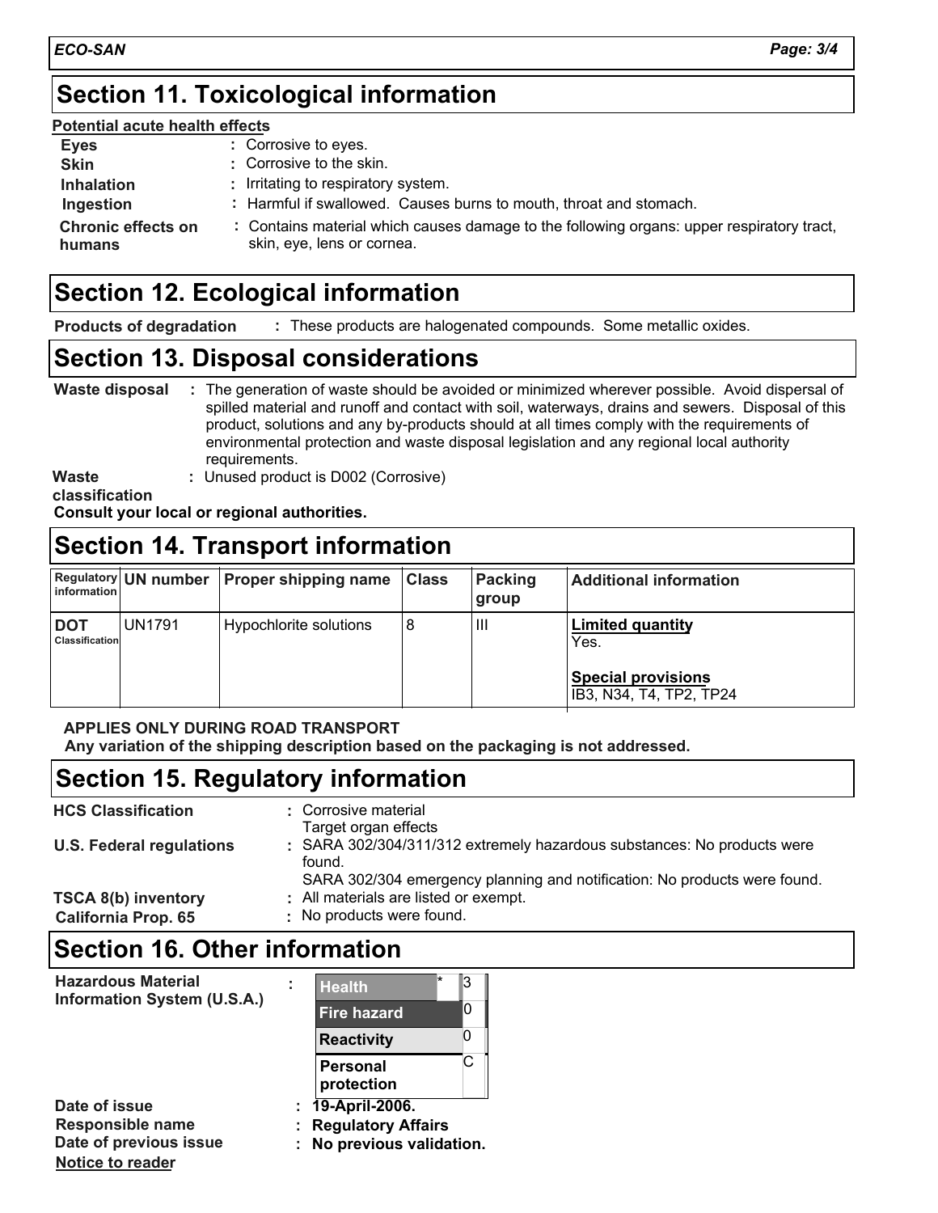## Section 11. Toxicological information

**Potential acute health effects**

- **Eyes** : Corrosive to eyes.
- **Skin** : Corrosive to the skin.
- **Inhalation** : Irritating to respiratory system.
- **Ingestion** : Harmful if swallowed. Causes burns to mouth, throat and stomach.
- **Chronic effects on humans** : Contains material which causes damage to the following organs: upper respiratory tract, skin, eye, lens or cornea.

## Section 12. Ecological information

**Products of degradation** : These products are halogenated compounds. Some metallic oxides.

## Section 13. Disposal considerations

**Waste disposal** : The generation of waste should be avoided or minimized wherever possible. Avoid dispersal of spilled material and runoff and contact with soil, waterways, drains and sewers. Disposal of this product, solutions and any by-products should at all times comply with the requirements of environmental protection and waste disposal legislation and any regional local authority requirements.

**Waste classification** : Unused product is D002 (Corrosive)

**Consult your local or regional authorities.**

## Section 14. Transport information

| Regulatory information | UN number | Proper shipping name | Class | Packing group | Additional information |
|---|---|---|---|---|---|
| **DOT Classification** | UN1791 | Hypochlorite solutions | 8 | III | **Limited quantity** Yes. **Special provisions** IB3, N34, T4, TP2, TP24 |

**APPLIES ONLY DURING ROAD TRANSPORT**
**Any variation of the shipping description based on the packaging is not addressed.**

## Section 15. Regulatory information

- **HCS Classification** : Corrosive material
  Target organ effects
- **U.S. Federal regulations** : SARA 302/304/311/312 extremely hazardous substances: No products were found.
  SARA 302/304 emergency planning and notification: No products were found.
- **TSCA 8(b) inventory** : All materials are listed or exempt.
- **California Prop. 65** : No products were found.

## Section 16. Other information

**Hazardous Material Information System (U.S.A.)** :

| | |
|---|---|
| Health * | 3 |
| Fire hazard | 0 |
| Reactivity | 0 |
| Personal protection | C |

**Date of issue** : **19-April-2006.**
**Responsible name** : **Regulatory Affairs**
**Date of previous issue** : **No previous validation.**

**Notice to reader**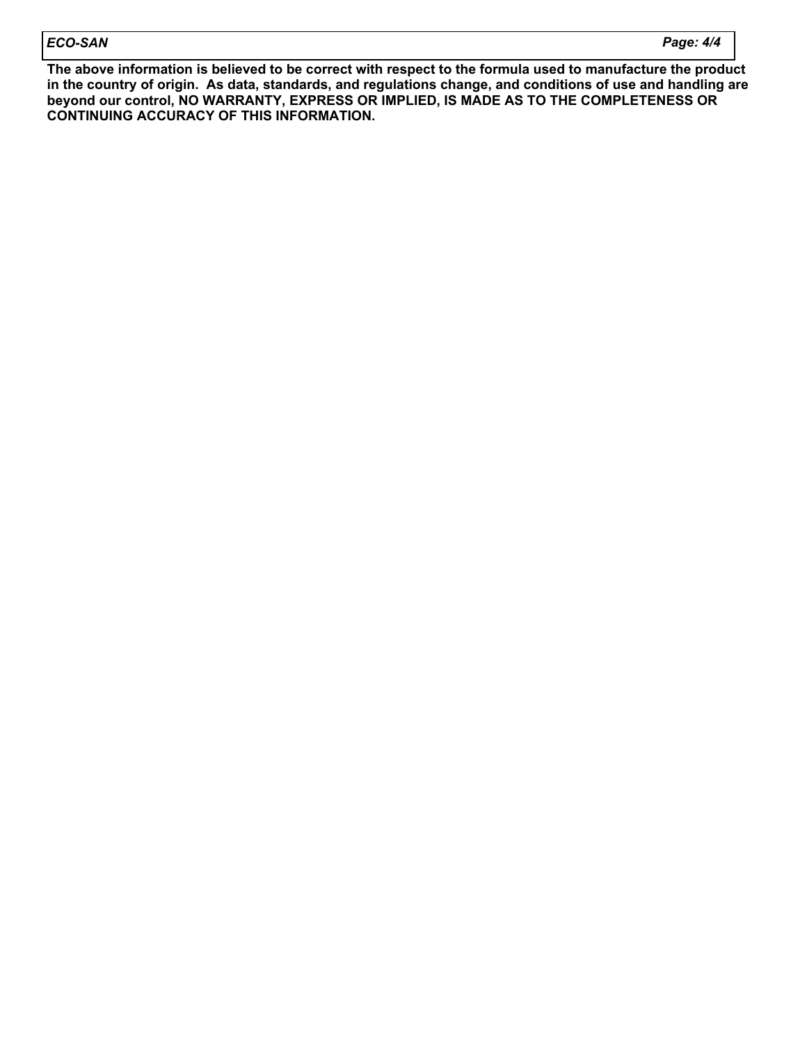**The above information is believed to be correct with respect to the formula used to manufacture the product in the country of origin. As data, standards, and regulations change, and conditions of use and handling are beyond our control, NO WARRANTY, EXPRESS OR IMPLIED, IS MADE AS TO THE COMPLETENESS OR CONTINUING ACCURACY OF THIS INFORMATION.**